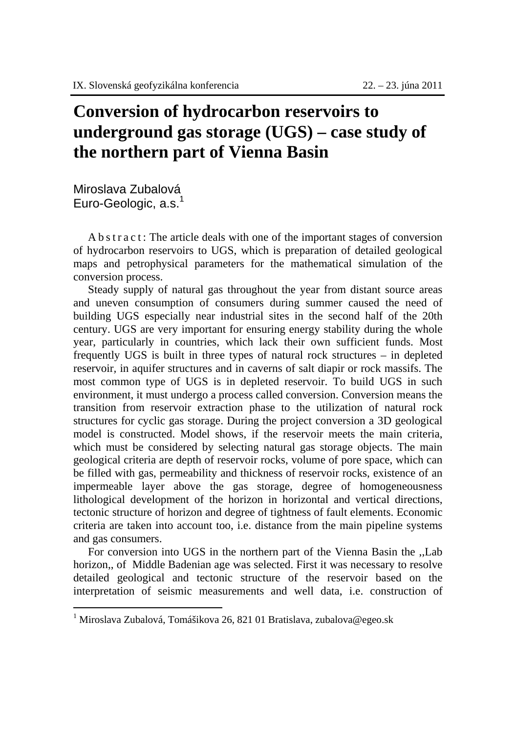# Conversion of hydrocarbon reservoirs to underground gas storage (UGS) – case study of the northern part of Vienna Basin

Miroslava Zubalová
Euro-Geologic, a.s.[1]

A b s t r a c t : The article deals with one of the important stages of conversion of hydrocarbon reservoirs to UGS, which is preparation of detailed geological maps and petrophysical parameters for the mathematical simulation of the conversion process.

Steady supply of natural gas throughout the year from distant source areas and uneven consumption of consumers during summer caused the need of building UGS especially near industrial sites in the second half of the 20th century. UGS are very important for ensuring energy stability during the whole year, particularly in countries, which lack their own sufficient funds. Most frequently UGS is built in three types of natural rock structures – in depleted reservoir, in aquifer structures and in caverns of salt diapir or rock massifs. The most common type of UGS is in depleted reservoir. To build UGS in such environment, it must undergo a process called conversion. Conversion means the transition from reservoir extraction phase to the utilization of natural rock structures for cyclic gas storage. During the project conversion a 3D geological model is constructed. Model shows, if the reservoir meets the main criteria, which must be considered by selecting natural gas storage objects. The main geological criteria are depth of reservoir rocks, volume of pore space, which can be filled with gas, permeability and thickness of reservoir rocks, existence of an impermeable layer above the gas storage, degree of homogeneousness lithological development of the horizon in horizontal and vertical directions, tectonic structure of horizon and degree of tightness of fault elements. Economic criteria are taken into account too, i.e. distance from the main pipeline systems and gas consumers.

For conversion into UGS in the northern part of the Vienna Basin the ,,Lab horizon,, of Middle Badenian age was selected. First it was necessary to resolve detailed geological and tectonic structure of the reservoir based on the interpretation of seismic measurements and well data, i.e. construction of

[1] Miroslava Zubalová, Tomášikova 26, 821 01 Bratislava, zubalova@egeo.sk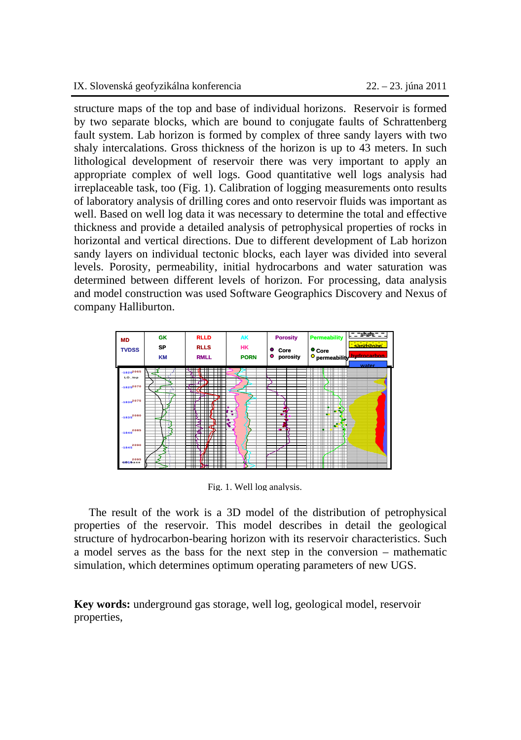structure maps of the top and base of individual horizons. Reservoir is formed by two separate blocks, which are bound to conjugate faults of Schrattenberg fault system. Lab horizon is formed by complex of three sandy layers with two shaly intercalations. Gross thickness of the horizon is up to 43 meters. In such lithological development of reservoir there was very important to apply an appropriate complex of well logs. Good quantitative well logs analysis had irreplaceable task, too (Fig. 1). Calibration of logging measurements onto results of laboratory analysis of drilling cores and onto reservoir fluids was important as well. Based on well log data it was necessary to determine the total and effective thickness and provide a detailed analysis of petrophysical properties of rocks in horizontal and vertical directions. Due to different development of Lab horizon sandy layers on individual tectonic blocks, each layer was divided into several levels. Porosity, permeability, initial hydrocarbons and water saturation was determined between different levels of horizon. For processing, data analysis and model construction was used Software Geographics Discovery and Nexus of company Halliburton.

MD
TVDSS
GK
SP
KM
RLLD
RLLS
RMLL
AK
HK
PORN
Porosity
Core porosity
Permeability
Core permeability
shale
sandstone
hydrocarbon
water
-1820 2065
LO_top
-1825 2070
-1830 2075
-1835 2080
-1840 2085
-1845 2090
2095
LO_base

Fig. 1. Well log analysis.

The result of the work is a 3D model of the distribution of petrophysical properties of the reservoir. This model describes in detail the geological structure of hydrocarbon-bearing horizon with its reservoir characteristics. Such a model serves as the bass for the next step in the conversion – mathematic simulation, which determines optimum operating parameters of new UGS.

**Key words:** underground gas storage, well log, geological model, reservoir properties,